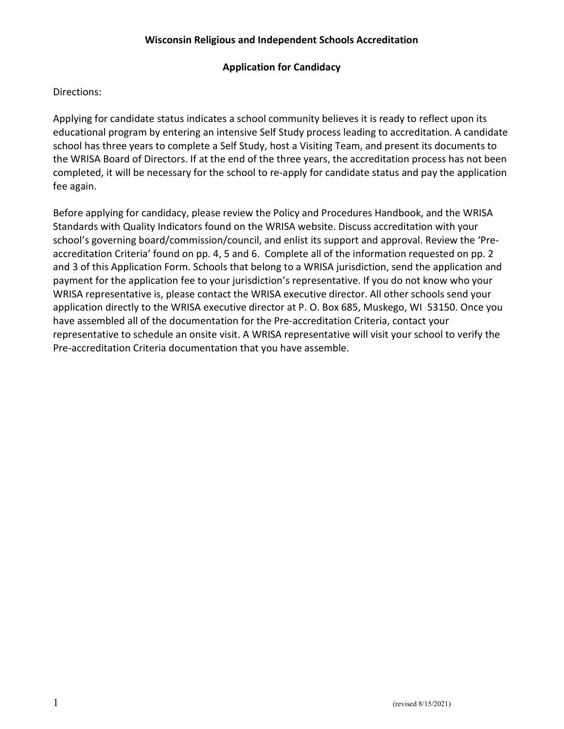# Wisconsin Religious and Independent Schools Accreditation

## Application for Candidacy

Directions:

Applying for candidate status indicates a school community believes it is ready to reflect upon its educational program by entering an intensive Self Study process leading to accreditation. A candidate school has three years to complete a Self Study, host a Visiting Team, and present its documents to the WRISA Board of Directors. If at the end of the three years, the accreditation process has not been completed, it will be necessary for the school to re-apply for candidate status and pay the application fee again.

Before applying for candidacy, please review the Policy and Procedures Handbook, and the WRISA Standards with Quality Indicators found on the WRISA website. Discuss accreditation with your school's governing board/commission/council, and enlist its support and approval. Review the 'Pre-accreditation Criteria' found on pp. 4, 5 and 6. Complete all of the information requested on pp. 2 and 3 of this Application Form. Schools that belong to a WRISA jurisdiction, send the application and payment for the application fee to your jurisdiction's representative. If you do not know who your WRISA representative is, please contact the WRISA executive director. All other schools send your application directly to the WRISA executive director at P. O. Box 685, Muskego, WI 53150. Once you have assembled all of the documentation for the Pre-accreditation Criteria, contact your representative to schedule an onsite visit. A WRISA representative will visit your school to verify the Pre-accreditation Criteria documentation that you have assemble.

(revised 8/15/2021)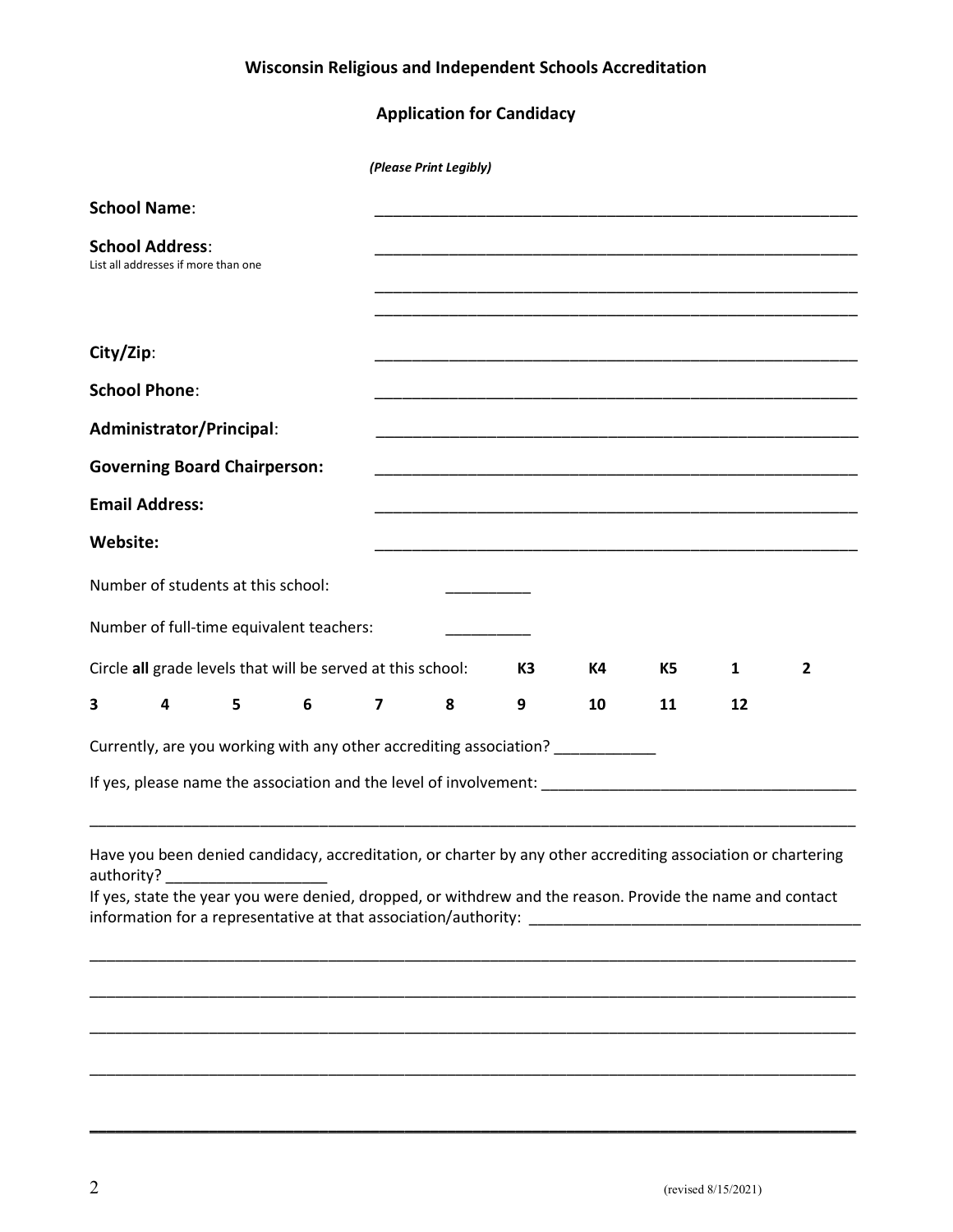**Wisconsin Religious and Independent Schools Accreditation**

**Application for Candidacy**

*(Please Print Legibly)*

**School Name**: ____________________________________________________________

**School Address**: ____________________________________________________________
List all addresses if more than one

____________________________________________________________

____________________________________________________________

**City/Zip**: ____________________________________________________________

**School Phone**: ____________________________________________________________

**Administrator/Principal**: ____________________________________________________________

**Governing Board Chairperson:** ____________________________________________________________

**Email Address:** ____________________________________________________________

**Website:** ____________________________________________________________

Number of students at this school: __________

Number of full-time equivalent teachers: __________

Circle **all** grade levels that will be served at this school: **K3 K4 K5 1 2 3 4 5 6 7 8 9 10 11 12**

Currently, are you working with any other accrediting association? ____________

If yes, please name the association and the level of involvement: ______________________________________

_____________________________________________________________________________________________

Have you been denied candidacy, accreditation, or charter by any other accrediting association or chartering authority? ___________________

If yes, state the year you were denied, dropped, or withdrew and the reason. Provide the name and contact information for a representative at that association/authority: ______________________________________

_____________________________________________________________________________________________

_____________________________________________________________________________________________

_____________________________________________________________________________________________

_____________________________________________________________________________________________

_____________________________________________________________________________________________

(revised 8/15/2021)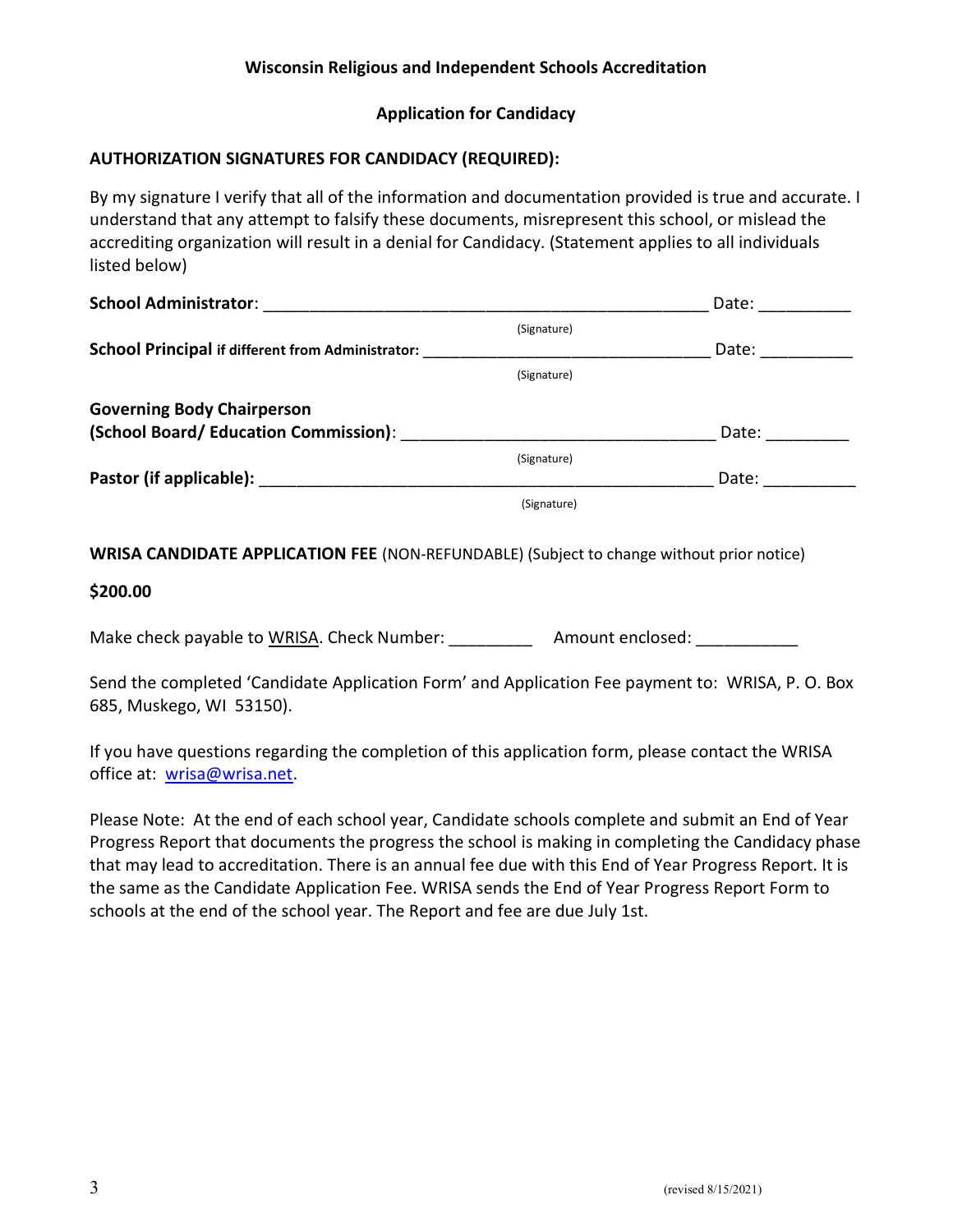**Wisconsin Religious and Independent Schools Accreditation**

**Application for Candidacy**

**AUTHORIZATION SIGNATURES FOR CANDIDACY (REQUIRED):**

By my signature I verify that all of the information and documentation provided is true and accurate. I understand that any attempt to falsify these documents, misrepresent this school, or mislead the accrediting organization will result in a denial for Candidacy. (Statement applies to all individuals listed below)

**School Administrator**: _______________________________________________ Date: __________

(Signature)

**School Principal if different from Administrator:** _______________________________ Date: __________

(Signature)

**Governing Body Chairperson**
**(School Board/ Education Commission)**: _________________________________ Date: _________

(Signature)

**Pastor (if applicable):** ______________________________________________ Date: __________

(Signature)

**WRISA CANDIDATE APPLICATION FEE** (NON-REFUNDABLE) (Subject to change without prior notice)

**$200.00**

Make check payable to WRISA. Check Number: _________ Amount enclosed: ___________

Send the completed 'Candidate Application Form' and Application Fee payment to: WRISA, P. O. Box 685, Muskego, WI 53150).

If you have questions regarding the completion of this application form, please contact the WRISA office at: wrisa@wrisa.net.

Please Note: At the end of each school year, Candidate schools complete and submit an End of Year Progress Report that documents the progress the school is making in completing the Candidacy phase that may lead to accreditation. There is an annual fee due with this End of Year Progress Report. It is the same as the Candidate Application Fee. WRISA sends the End of Year Progress Report Form to schools at the end of the school year. The Report and fee are due July 1st.

(revised 8/15/2021)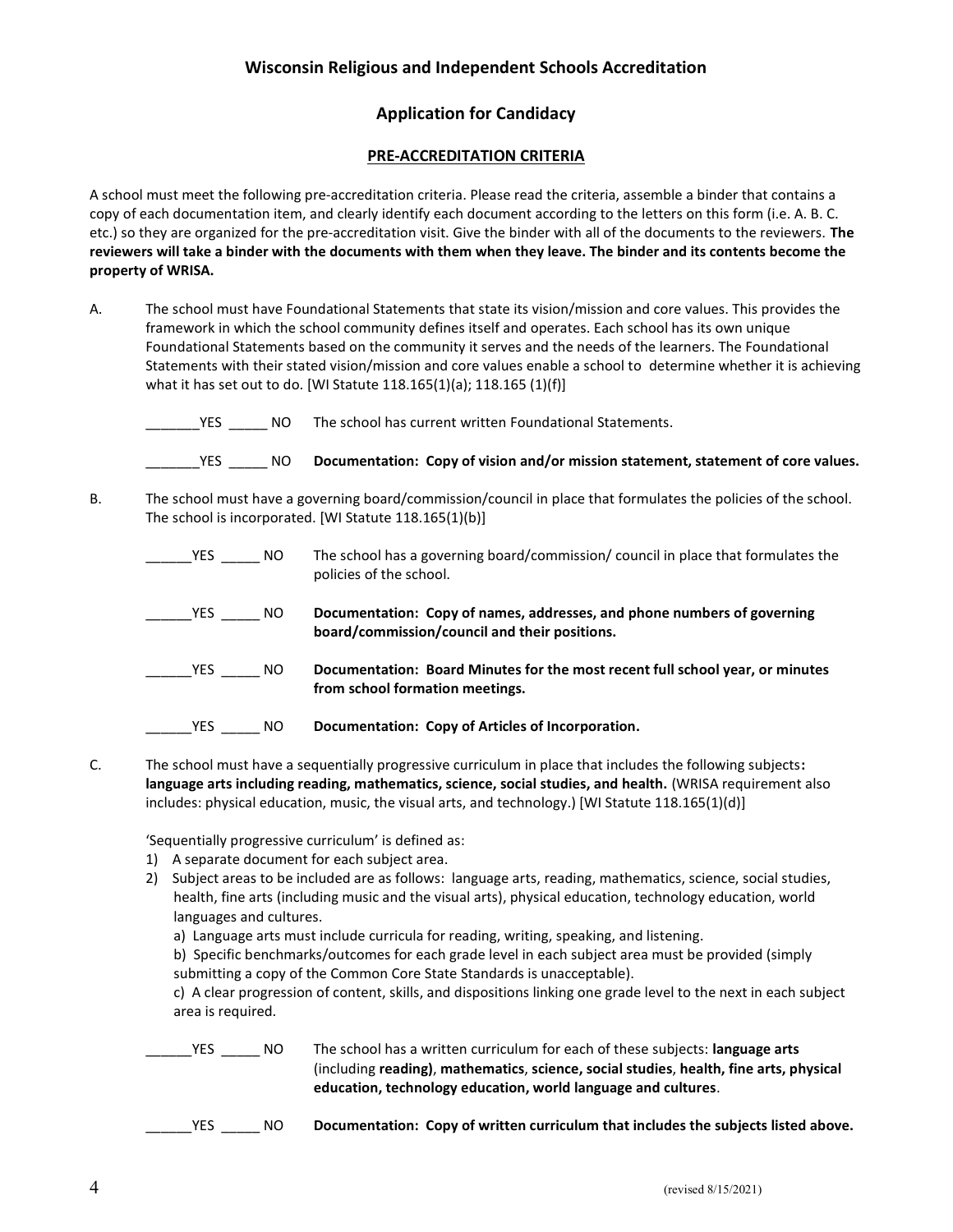## Wisconsin Religious and Independent Schools Accreditation

## Application for Candidacy

### PRE-ACCREDITATION CRITERIA

A school must meet the following pre-accreditation criteria. Please read the criteria, assemble a binder that contains a copy of each documentation item, and clearly identify each document according to the letters on this form (i.e. A. B. C. etc.) so they are organized for the pre-accreditation visit. Give the binder with all of the documents to the reviewers. **The reviewers will take a binder with the documents with them when they leave. The binder and its contents become the property of WRISA.**

A. The school must have Foundational Statements that state its vision/mission and core values. This provides the framework in which the school community defines itself and operates. Each school has its own unique Foundational Statements based on the community it serves and the needs of the learners. The Foundational Statements with their stated vision/mission and core values enable a school to determine whether it is achieving what it has set out to do. [WI Statute 118.165(1)(a); 118.165 (1)(f)]

_______YES _____ NO The school has current written Foundational Statements.

_______YES _____ NO **Documentation: Copy of vision and/or mission statement, statement of core values.**

B. The school must have a governing board/commission/council in place that formulates the policies of the school. The school is incorporated. [WI Statute 118.165(1)(b)]

______YES _____ NO The school has a governing board/commission/ council in place that formulates the policies of the school.

______YES _____ NO **Documentation: Copy of names, addresses, and phone numbers of governing board/commission/council and their positions.**

______YES _____ NO **Documentation: Board Minutes for the most recent full school year, or minutes from school formation meetings.**

______YES _____ NO **Documentation: Copy of Articles of Incorporation.**

C. The school must have a sequentially progressive curriculum in place that includes the following subjects**: language arts including reading, mathematics, science, social studies, and health.** (WRISA requirement also includes: physical education, music, the visual arts, and technology.) [WI Statute 118.165(1)(d)]

'Sequentially progressive curriculum' is defined as:

1) A separate document for each subject area.
2) Subject areas to be included are as follows: language arts, reading, mathematics, science, social studies, health, fine arts (including music and the visual arts), physical education, technology education, world languages and cultures.
   a) Language arts must include curricula for reading, writing, speaking, and listening.
   b) Specific benchmarks/outcomes for each grade level in each subject area must be provided (simply submitting a copy of the Common Core State Standards is unacceptable).
   c) A clear progression of content, skills, and dispositions linking one grade level to the next in each subject area is required.

______YES _____ NO The school has a written curriculum for each of these subjects: **language arts** (including **reading)**, **mathematics**, **science, social studies**, **health, fine arts, physical education, technology education, world language and cultures**.

______YES _____ NO **Documentation: Copy of written curriculum that includes the subjects listed above.**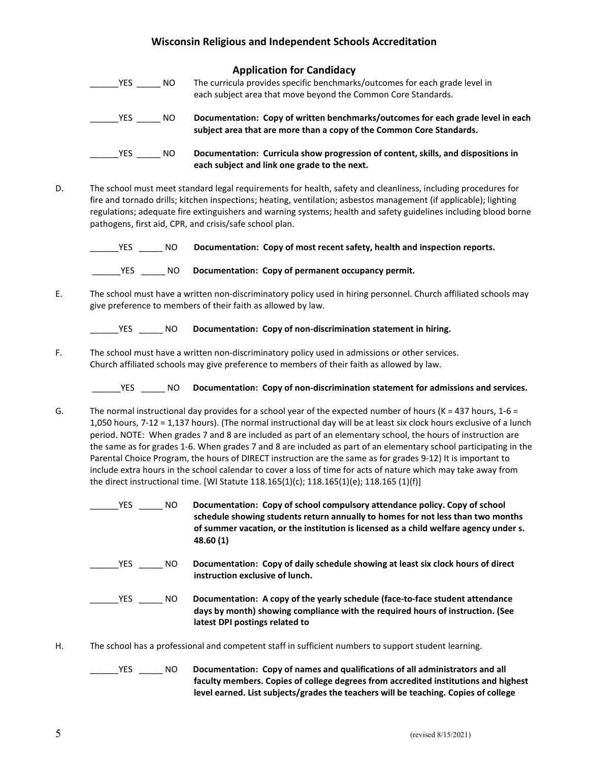## Wisconsin Religious and Independent Schools Accreditation

### Application for Candidacy

______YES _____ NO The curricula provides specific benchmarks/outcomes for each grade level in each subject area that move beyond the Common Core Standards.

______YES _____ NO **Documentation: Copy of written benchmarks/outcomes for each grade level in each subject area that are more than a copy of the Common Core Standards.**

______YES _____ NO **Documentation: Curricula show progression of content, skills, and dispositions in each subject and link one grade to the next.**

D. The school must meet standard legal requirements for health, safety and cleanliness, including procedures for fire and tornado drills; kitchen inspections; heating, ventilation; asbestos management (if applicable); lighting regulations; adequate fire extinguishers and warning systems; health and safety guidelines including blood borne pathogens, first aid, CPR, and crisis/safe school plan.

______YES _____ NO **Documentation: Copy of most recent safety, health and inspection reports.**

______YES _____ NO **Documentation: Copy of permanent occupancy permit.**

E. The school must have a written non-discriminatory policy used in hiring personnel. Church affiliated schools may give preference to members of their faith as allowed by law.

______YES _____ NO **Documentation: Copy of non-discrimination statement in hiring.**

F. The school must have a written non-discriminatory policy used in admissions or other services. Church affiliated schools may give preference to members of their faith as allowed by law.

______YES _____ NO **Documentation: Copy of non-discrimination statement for admissions and services.**

G. The normal instructional day provides for a school year of the expected number of hours (K = 437 hours, 1-6 = 1,050 hours, 7-12 = 1,137 hours). (The normal instructional day will be at least six clock hours exclusive of a lunch period. NOTE: When grades 7 and 8 are included as part of an elementary school, the hours of instruction are the same as for grades 1-6. When grades 7 and 8 are included as part of an elementary school participating in the Parental Choice Program, the hours of DIRECT instruction are the same as for grades 9-12) It is important to include extra hours in the school calendar to cover a loss of time for acts of nature which may take away from the direct instructional time. [WI Statute 118.165(1)(c); 118.165(1)(e); 118.165 (1)(f)]

______YES _____ NO **Documentation: Copy of school compulsory attendance policy. Copy of school schedule showing students return annually to homes for not less than two months of summer vacation, or the institution is licensed as a child welfare agency under s. 48.60 (1)**

______YES _____ NO **Documentation: Copy of daily schedule showing at least six clock hours of direct instruction exclusive of lunch.**

______YES _____ NO **Documentation: A copy of the yearly schedule (face-to-face student attendance days by month) showing compliance with the required hours of instruction. (See latest DPI postings related to**

H. The school has a professional and competent staff in sufficient numbers to support student learning.

______YES _____ NO **Documentation: Copy of names and qualifications of all administrators and all faculty members. Copies of college degrees from accredited institutions and highest level earned. List subjects/grades the teachers will be teaching. Copies of college**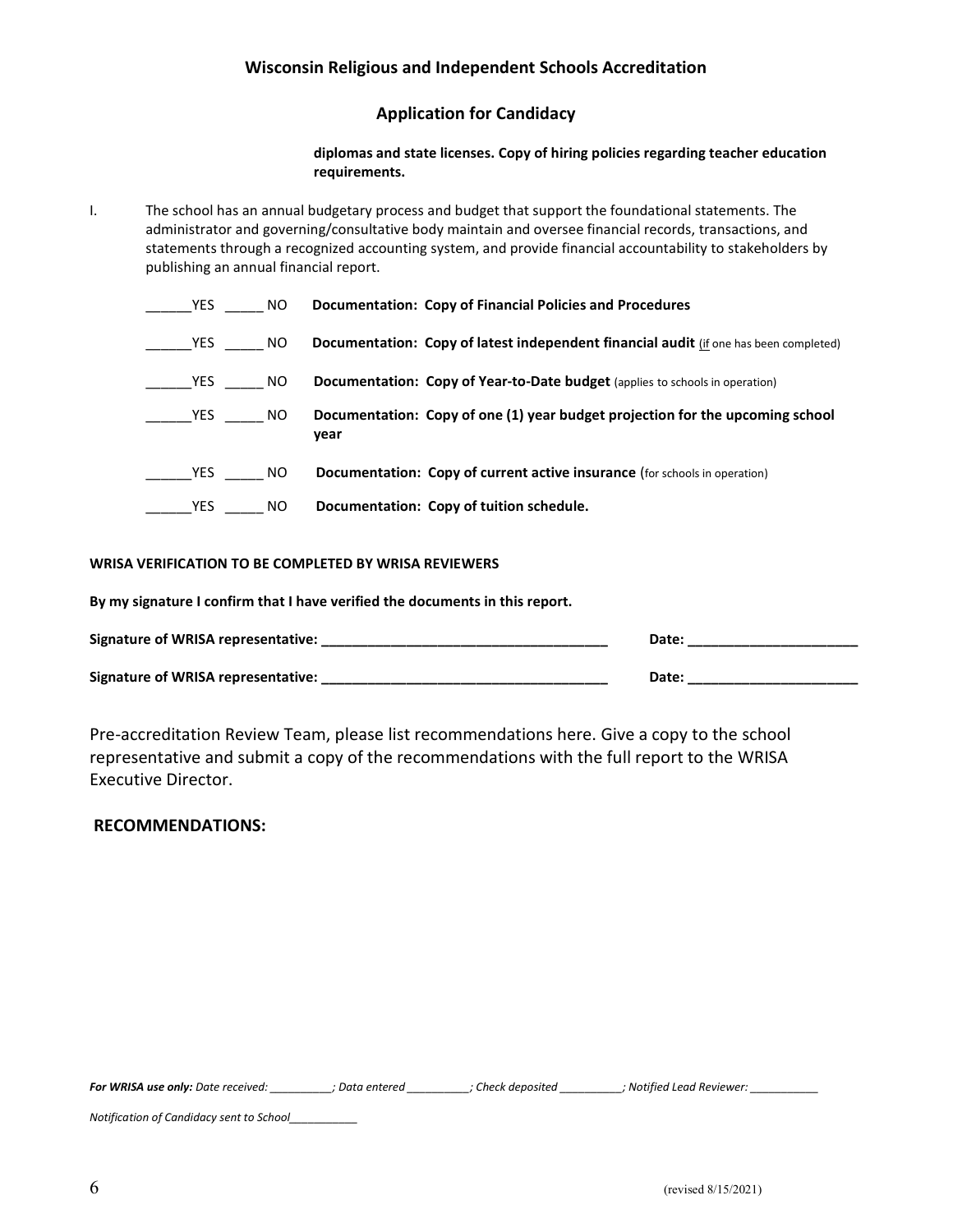**diplomas and state licenses. Copy of hiring policies regarding teacher education requirements.**

I. The school has an annual budgetary process and budget that support the foundational statements. The administrator and governing/consultative body maintain and oversee financial records, transactions, and statements through a recognized accounting system, and provide financial accountability to stakeholders by publishing an annual financial report.

______YES _____ NO **Documentation: Copy of Financial Policies and Procedures**

______YES _____ NO **Documentation: Copy of latest independent financial audit** (if one has been completed)

______YES _____ NO **Documentation: Copy of Year-to-Date budget** (applies to schools in operation)

______YES _____ NO **Documentation: Copy of one (1) year budget projection for the upcoming school year**

______YES _____ NO **Documentation: Copy of current active insurance** (for schools in operation)

______YES _____ NO **Documentation: Copy of tuition schedule.**

**WRISA VERIFICATION TO BE COMPLETED BY WRISA REVIEWERS**

**By my signature I confirm that I have verified the documents in this report.**

**Signature of WRISA representative: ____________________________________ Date: ______________________**

**Signature of WRISA representative: ____________________________________ Date: ______________________**

Pre-accreditation Review Team, please list recommendations here. Give a copy to the school representative and submit a copy of the recommendations with the full report to the WRISA Executive Director.

**RECOMMENDATIONS:**

***For WRISA use only:*** *Date received: __________; Data entered __________; Check deposited __________; Notified Lead Reviewer: ___________*

*Notification of Candidacy sent to School___________*